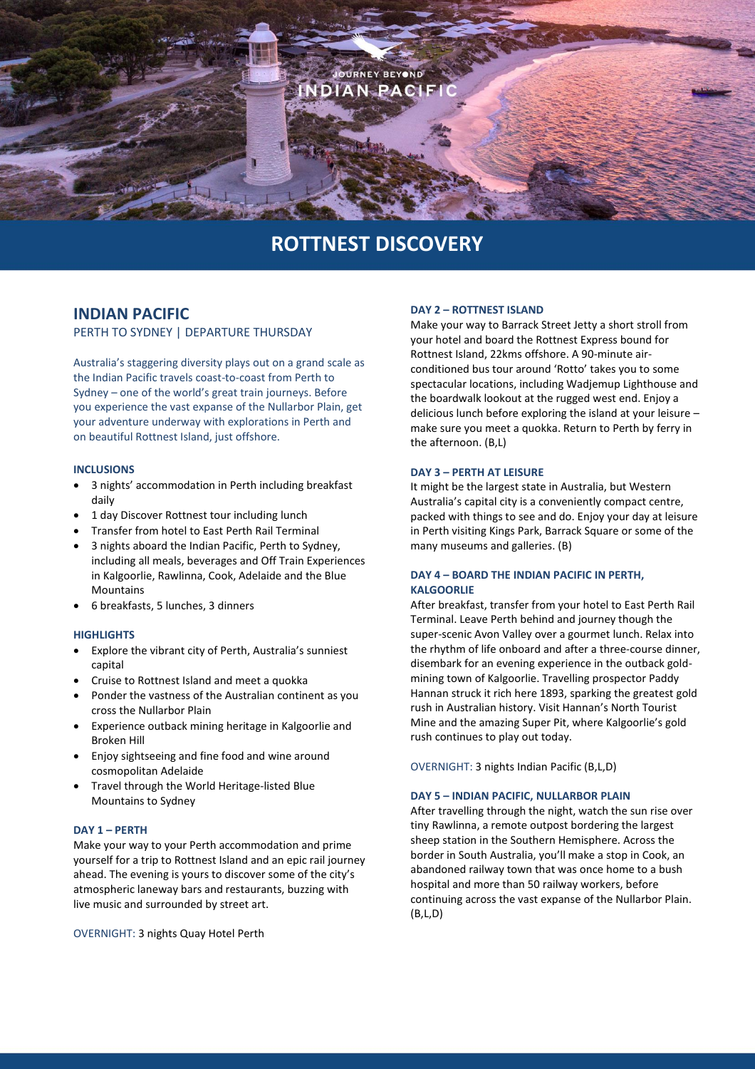# ROTTNEST DISCOVERY

## INDIAN PACIFIC

PERTH TO SYDNEY | DEPARTURE THURSDAY

Australia's staggering diversity plays out on a grand scale as the Indian Pacific travels coast-to-coast from Perth to Sydney – one of the world's great train journeys. Before you experience the vast expanse of the Nullarbor Plain, get your adventure underway with explorations in Perth and on beautiful Rottnest Island, just offshore.

### INCLUSIONS

- 3 nights' accommodation in Perth including breakfast daily
- 1 day Discover Rottnest tour including lunch
- Transfer from hotel to East Perth Rail Terminal
- 3 nights aboard the Indian Pacific, Perth to Sydney, including all meals, beverages and Off Train Experiences in Kalgoorlie, Rawlinna, Cook, Adelaide and the Blue Mountains
- 6 breakfasts, 5 lunches, 3 dinners

### HIGHLIGHTS

- Explore the vibrant city of Perth, Australia's sunniest capital
- Cruise to Rottnest Island and meet a quokka
- Ponder the vastness of the Australian continent as you cross the Nullarbor Plain
- Experience outback mining heritage in Kalgoorlie and Broken Hill
- Enjoy sightseeing and fine food and wine around cosmopolitan Adelaide
- Travel through the World Heritage-listed Blue Mountains to Sydney

### DAY 1 – PERTH

Make your way to your Perth accommodation and prime yourself for a trip to Rottnest Island and an epic rail journey ahead. The evening is yours to discover some of the city's atmospheric laneway bars and restaurants, buzzing with live music and surrounded by street art.

OVERNIGHT: 3 nights Quay Hotel Perth

### DAY 2 – ROTTNEST ISLAND

Make your way to Barrack Street Jetty a short stroll from your hotel and board the Rottnest Express bound for Rottnest Island, 22kms offshore. A 90-minute air-conditioned bus tour around 'Rotto' takes you to some spectacular locations, including Wadjemup Lighthouse and the boardwalk lookout at the rugged west end. Enjoy a delicious lunch before exploring the island at your leisure – make sure you meet a quokka. Return to Perth by ferry in the afternoon. (B,L)

### DAY 3 – PERTH AT LEISURE

It might be the largest state in Australia, but Western Australia's capital city is a conveniently compact centre, packed with things to see and do. Enjoy your day at leisure in Perth visiting Kings Park, Barrack Square or some of the many museums and galleries. (B)

### DAY 4 – BOARD THE INDIAN PACIFIC IN PERTH, KALGOORLIE

After breakfast, transfer from your hotel to East Perth Rail Terminal. Leave Perth behind and journey though the super-scenic Avon Valley over a gourmet lunch. Relax into the rhythm of life onboard and after a three-course dinner, disembark for an evening experience in the outback gold-mining town of Kalgoorlie. Travelling prospector Paddy Hannan struck it rich here 1893, sparking the greatest gold rush in Australian history. Visit Hannan's North Tourist Mine and the amazing Super Pit, where Kalgoorlie's gold rush continues to play out today.

OVERNIGHT: 3 nights Indian Pacific (B,L,D)

### DAY 5 – INDIAN PACIFIC, NULLARBOR PLAIN

After travelling through the night, watch the sun rise over tiny Rawlinna, a remote outpost bordering the largest sheep station in the Southern Hemisphere. Across the border in South Australia, you'll make a stop in Cook, an abandoned railway town that was once home to a bush hospital and more than 50 railway workers, before continuing across the vast expanse of the Nullarbor Plain. (B,L,D)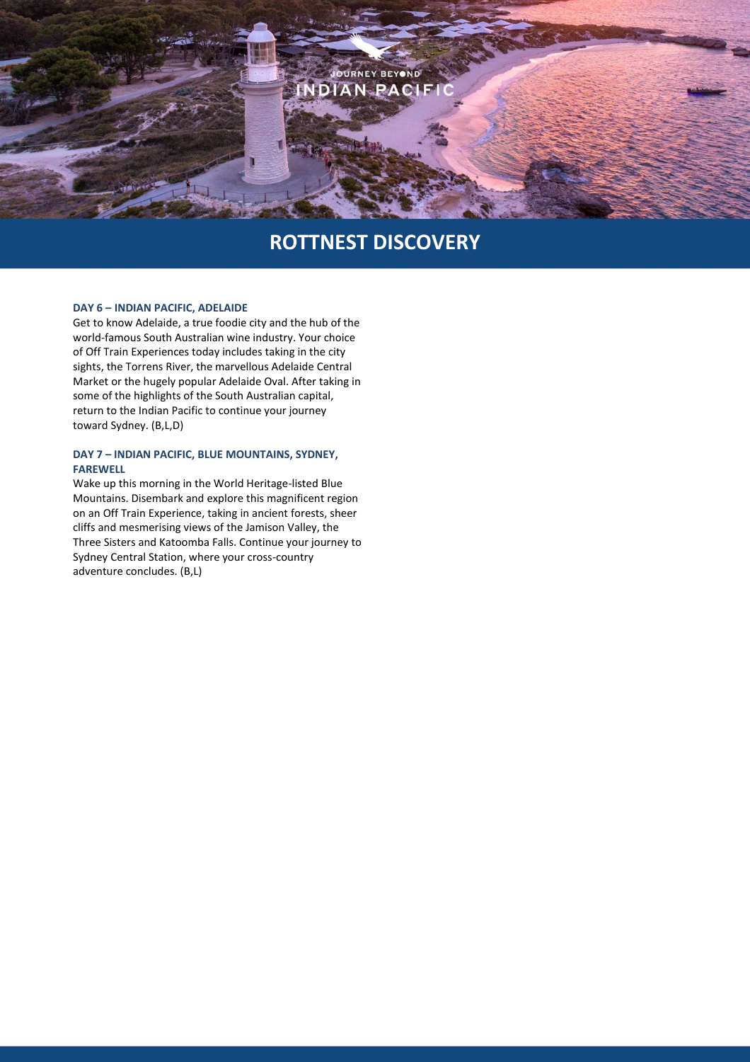# ROTTNEST DISCOVERY

**DAY 6 – INDIAN PACIFIC, ADELAIDE**

Get to know Adelaide, a true foodie city and the hub of the world-famous South Australian wine industry. Your choice of Off Train Experiences today includes taking in the city sights, the Torrens River, the marvellous Adelaide Central Market or the hugely popular Adelaide Oval. After taking in some of the highlights of the South Australian capital, return to the Indian Pacific to continue your journey toward Sydney. (B,L,D)

**DAY 7 – INDIAN PACIFIC, BLUE MOUNTAINS, SYDNEY, FAREWELL**

Wake up this morning in the World Heritage-listed Blue Mountains. Disembark and explore this magnificent region on an Off Train Experience, taking in ancient forests, sheer cliffs and mesmerising views of the Jamison Valley, the Three Sisters and Katoomba Falls. Continue your journey to Sydney Central Station, where your cross-country adventure concludes. (B,L)